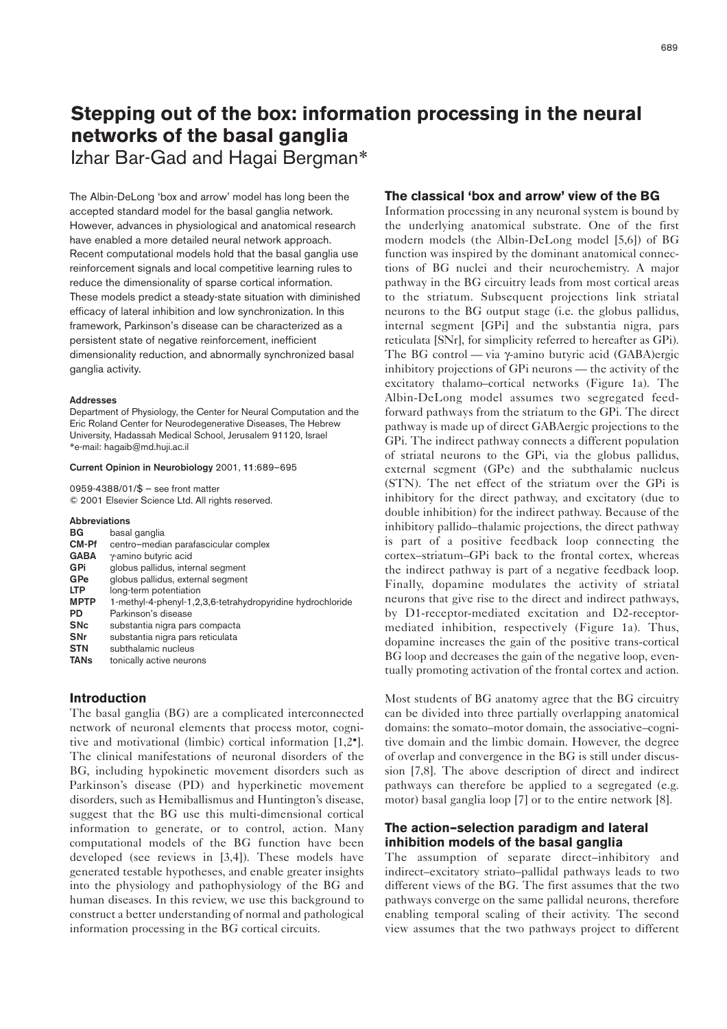# Stepping out of the box: information processing in the neural networks of the basal ganglia

Izhar Bar-Gad and Hagai Bergman*

The Albin-DeLong 'box and arrow' model has long been the accepted standard model for the basal ganglia network. However, advances in physiological and anatomical research have enabled a more detailed neural network approach. Recent computational models hold that the basal ganglia use reinforcement signals and local competitive learning rules to reduce the dimensionality of sparse cortical information. These models predict a steady-state situation with diminished efficacy of lateral inhibition and low synchronization. In this framework, Parkinson's disease can be characterized as a persistent state of negative reinforcement, inefficient dimensionality reduction, and abnormally synchronized basal ganglia activity.

**Addresses**

Department of Physiology, the Center for Neural Computation and the Eric Roland Center for Neurodegenerative Diseases, The Hebrew University, Hadassah Medical School, Jerusalem 91120, Israel
*e-mail: hagaib@md.huji.ac.il

**Current Opinion in Neurobiology** 2001, **11**:689–695

0959-4388/01/$ – see front matter
© 2001 Elsevier Science Ltd. All rights reserved.

**Abbreviations**

| | |
|---|---|
| **BG** | basal ganglia |
| **CM-Pf** | centro–median parafascicular complex |
| **GABA** | γ-amino butyric acid |
| **GPi** | globus pallidus, internal segment |
| **GPe** | globus pallidus, external segment |
| **LTP** | long-term potentiation |
| **MPTP** | 1-methyl-4-phenyl-1,2,3,6-tetrahydropyridine hydrochloride |
| **PD** | Parkinson's disease |
| **SNc** | substantia nigra pars compacta |
| **SNr** | substantia nigra pars reticulata |
| **STN** | subthalamic nucleus |
| **TANs** | tonically active neurons |

## Introduction

The basal ganglia (BG) are a complicated interconnected network of neuronal elements that process motor, cognitive and motivational (limbic) cortical information [1,2•]. The clinical manifestations of neuronal disorders of the BG, including hypokinetic movement disorders such as Parkinson's disease (PD) and hyperkinetic movement disorders, such as Hemiballismus and Huntington's disease, suggest that the BG use this multi-dimensional cortical information to generate, or to control, action. Many computational models of the BG function have been developed (see reviews in [3,4]). These models have generated testable hypotheses, and enable greater insights into the physiology and pathophysiology of the BG and human diseases. In this review, we use this background to construct a better understanding of normal and pathological information processing in the BG cortical circuits.

## The classical 'box and arrow' view of the BG

Information processing in any neuronal system is bound by the underlying anatomical substrate. One of the first modern models (the Albin-DeLong model [5,6]) of BG function was inspired by the dominant anatomical connections of BG nuclei and their neurochemistry. A major pathway in the BG circuitry leads from most cortical areas to the striatum. Subsequent projections link striatal neurons to the BG output stage (i.e. the globus pallidus, internal segment [GPi] and the substantia nigra, pars reticulata [SNr], for simplicity referred to hereafter as GPi). The BG control — via γ-amino butyric acid (GABA)ergic inhibitory projections of GPi neurons — the activity of the excitatory thalamo–cortical networks (Figure 1a). The Albin-DeLong model assumes two segregated feed-forward pathways from the striatum to the GPi. The direct pathway is made up of direct GABAergic projections to the GPi. The indirect pathway connects a different population of striatal neurons to the GPi, via the globus pallidus, external segment (GPe) and the subthalamic nucleus (STN). The net effect of the striatum over the GPi is inhibitory for the direct pathway, and excitatory (due to double inhibition) for the indirect pathway. Because of the inhibitory pallido–thalamic projections, the direct pathway is part of a positive feedback loop connecting the cortex–striatum–GPi back to the frontal cortex, whereas the indirect pathway is part of a negative feedback loop. Finally, dopamine modulates the activity of striatal neurons that give rise to the direct and indirect pathways, by D1-receptor-mediated excitation and D2-receptor-mediated inhibition, respectively (Figure 1a). Thus, dopamine increases the gain of the positive trans-cortical BG loop and decreases the gain of the negative loop, eventually promoting activation of the frontal cortex and action.

Most students of BG anatomy agree that the BG circuitry can be divided into three partially overlapping anatomical domains: the somato–motor domain, the associative–cognitive domain and the limbic domain. However, the degree of overlap and convergence in the BG is still under discussion [7,8]. The above description of direct and indirect pathways can therefore be applied to a segregated (e.g. motor) basal ganglia loop [7] or to the entire network [8].

## The action–selection paradigm and lateral inhibition models of the basal ganglia

The assumption of separate direct–inhibitory and indirect–excitatory striato–pallidal pathways leads to two different views of the BG. The first assumes that the two pathways converge on the same pallidal neurons, therefore enabling temporal scaling of their activity. The second view assumes that the two pathways project to different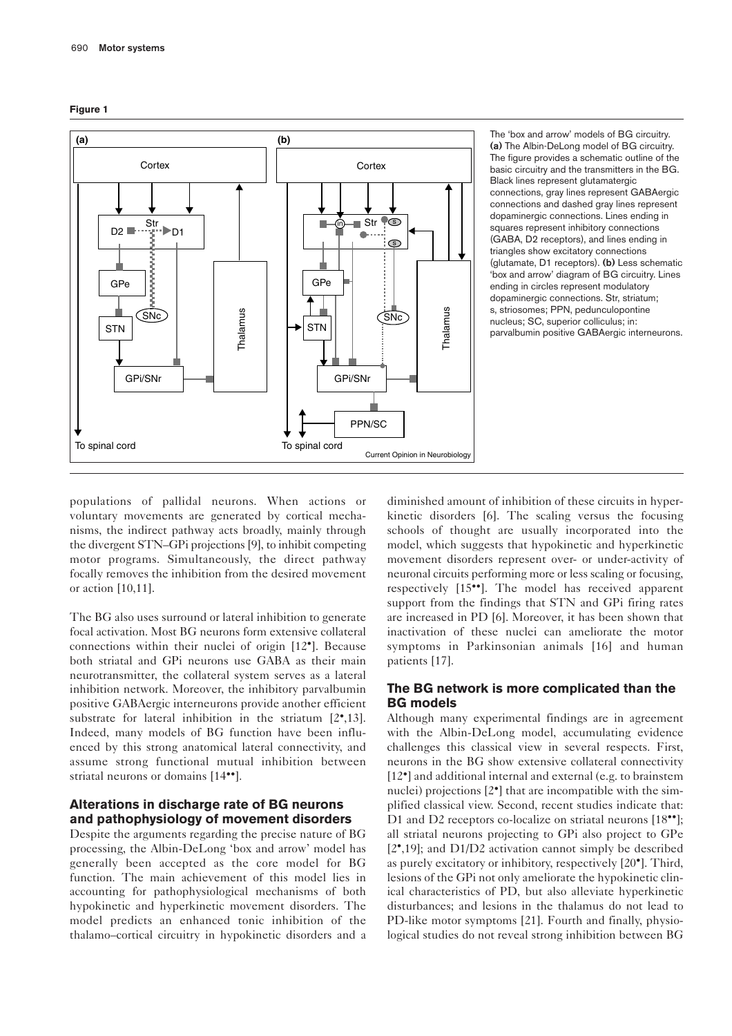**Figure 1**

The 'box and arrow' models of BG circuitry. **(a)** The Albin-DeLong model of BG circuitry. The figure provides a schematic outline of the basic circuitry and the transmitters in the BG. Black lines represent glutamatergic connections, gray lines represent GABAergic connections and dashed gray lines represent dopaminergic connections. Lines ending in squares represent inhibitory connections (GABA, D2 receptors), and lines ending in triangles show excitatory connections (glutamate, D1 receptors). **(b)** Less schematic 'box and arrow' diagram of BG circuitry. Lines ending in circles represent modulatory dopaminergic connections. Str, striatum; s, striosomes; PPN, pedunculopontine nucleus; SC, superior colliculus; in: parvalbumin positive GABAergic interneurons.

populations of pallidal neurons. When actions or voluntary movements are generated by cortical mechanisms, the indirect pathway acts broadly, mainly through the divergent STN–GPi projections [9], to inhibit competing motor programs. Simultaneously, the direct pathway focally removes the inhibition from the desired movement or action [10,11].

The BG also uses surround or lateral inhibition to generate focal activation. Most BG neurons form extensive collateral connections within their nuclei of origin [12•]. Because both striatal and GPi neurons use GABA as their main neurotransmitter, the collateral system serves as a lateral inhibition network. Moreover, the inhibitory parvalbumin positive GABAergic interneurons provide another efficient substrate for lateral inhibition in the striatum [2•,13]. Indeed, many models of BG function have been influenced by this strong anatomical lateral connectivity, and assume strong functional mutual inhibition between striatal neurons or domains [14••].

## Alterations in discharge rate of BG neurons and pathophysiology of movement disorders

Despite the arguments regarding the precise nature of BG processing, the Albin-DeLong 'box and arrow' model has generally been accepted as the core model for BG function. The main achievement of this model lies in accounting for pathophysiological mechanisms of both hypokinetic and hyperkinetic movement disorders. The model predicts an enhanced tonic inhibition of the thalamo–cortical circuitry in hypokinetic disorders and a diminished amount of inhibition of these circuits in hyperkinetic disorders [6]. The scaling versus the focusing schools of thought are usually incorporated into the model, which suggests that hypokinetic and hyperkinetic movement disorders represent over- or under-activity of neuronal circuits performing more or less scaling or focusing, respectively [15••]. The model has received apparent support from the findings that STN and GPi firing rates are increased in PD [6]. Moreover, it has been shown that inactivation of these nuclei can ameliorate the motor symptoms in Parkinsonian animals [16] and human patients [17].

## The BG network is more complicated than the BG models

Although many experimental findings are in agreement with the Albin-DeLong model, accumulating evidence challenges this classical view in several respects. First, neurons in the BG show extensive collateral connectivity [12•] and additional internal and external (e.g. to brainstem nuclei) projections [2•] that are incompatible with the simplified classical view. Second, recent studies indicate that: D1 and D2 receptors co-localize on striatal neurons [18••]; all striatal neurons projecting to GPi also project to GPe [2•,19]; and D1/D2 activation cannot simply be described as purely excitatory or inhibitory, respectively [20•]. Third, lesions of the GPi not only ameliorate the hypokinetic clinical characteristics of PD, but also alleviate hyperkinetic disturbances; and lesions in the thalamus do not lead to PD-like motor symptoms [21]. Fourth and finally, physiological studies do not reveal strong inhibition between BG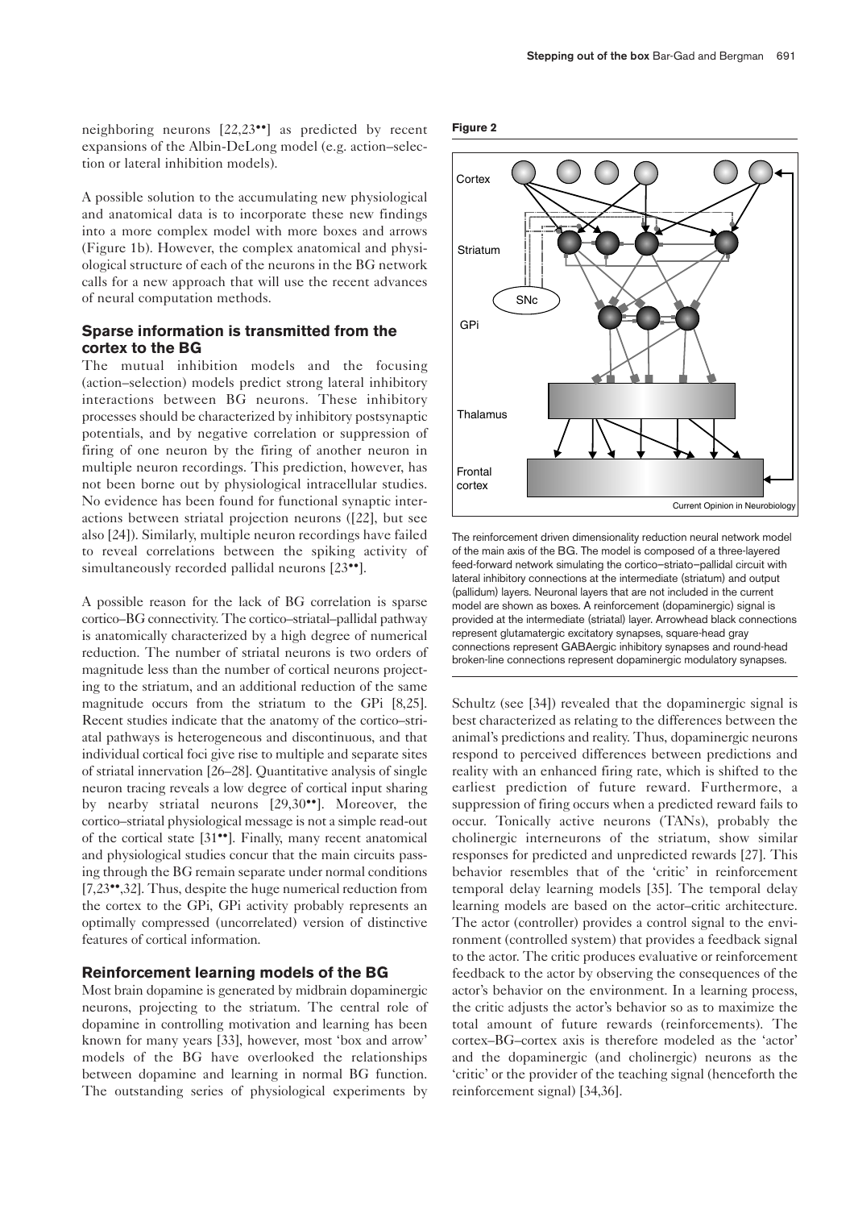neighboring neurons [22,23••] as predicted by recent expansions of the Albin-DeLong model (e.g. action–selection or lateral inhibition models).

A possible solution to the accumulating new physiological and anatomical data is to incorporate these new findings into a more complex model with more boxes and arrows (Figure 1b). However, the complex anatomical and physiological structure of each of the neurons in the BG network calls for a new approach that will use the recent advances of neural computation methods.

## Sparse information is transmitted from the cortex to the BG

The mutual inhibition models and the focusing (action–selection) models predict strong lateral inhibitory interactions between BG neurons. These inhibitory processes should be characterized by inhibitory postsynaptic potentials, and by negative correlation or suppression of firing of one neuron by the firing of another neuron in multiple neuron recordings. This prediction, however, has not been borne out by physiological intracellular studies. No evidence has been found for functional synaptic interactions between striatal projection neurons ([22], but see also [24]). Similarly, multiple neuron recordings have failed to reveal correlations between the spiking activity of simultaneously recorded pallidal neurons [23••].

A possible reason for the lack of BG correlation is sparse cortico–BG connectivity. The cortico–striatal–pallidal pathway is anatomically characterized by a high degree of numerical reduction. The number of striatal neurons is two orders of magnitude less than the number of cortical neurons projecting to the striatum, and an additional reduction of the same magnitude occurs from the striatum to the GPi [8,25]. Recent studies indicate that the anatomy of the cortico–striatal pathways is heterogeneous and discontinuous, and that individual cortical foci give rise to multiple and separate sites of striatal innervation [26–28]. Quantitative analysis of single neuron tracing reveals a low degree of cortical input sharing by nearby striatal neurons [29,30••]. Moreover, the cortico–striatal physiological message is not a simple read-out of the cortical state [31••]. Finally, many recent anatomical and physiological studies concur that the main circuits passing through the BG remain separate under normal conditions [7,23••,32]. Thus, despite the huge numerical reduction from the cortex to the GPi, GPi activity probably represents an optimally compressed (uncorrelated) version of distinctive features of cortical information.

## Reinforcement learning models of the BG

Most brain dopamine is generated by midbrain dopaminergic neurons, projecting to the striatum. The central role of dopamine in controlling motivation and learning has been known for many years [33], however, most 'box and arrow' models of the BG have overlooked the relationships between dopamine and learning in normal BG function. The outstanding series of physiological experiments by Schultz (see [34]) revealed that the dopaminergic signal is best characterized as relating to the differences between the animal's predictions and reality. Thus, dopaminergic neurons respond to perceived differences between predictions and reality with an enhanced firing rate, which is shifted to the earliest prediction of future reward. Furthermore, a suppression of firing occurs when a predicted reward fails to occur. Tonically active neurons (TANs), probably the cholinergic interneurons of the striatum, show similar responses for predicted and unpredicted rewards [27]. This behavior resembles that of the 'critic' in reinforcement temporal delay learning models [35]. The temporal delay learning models are based on the actor–critic architecture. The actor (controller) provides a control signal to the environment (controlled system) that provides a feedback signal to the actor. The critic produces evaluative or reinforcement feedback to the actor by observing the consequences of the actor's behavior on the environment. In a learning process, the critic adjusts the actor's behavior so as to maximize the total amount of future rewards (reinforcements). The cortex–BG–cortex axis is therefore modeled as the 'actor' and the dopaminergic (and cholinergic) neurons as the 'critic' or the provider of the teaching signal (henceforth the reinforcement signal) [34,36].

**Figure 2**

Cortex

Striatum

SNc

GPi

Thalamus

Frontal cortex

Current Opinion in Neurobiology

The reinforcement driven dimensionality reduction neural network model of the main axis of the BG. The model is composed of a three-layered feed-forward network simulating the cortico–striato–pallidal circuit with lateral inhibitory connections at the intermediate (striatum) and output (pallidum) layers. Neuronal layers that are not included in the current model are shown as boxes. A reinforcement (dopaminergic) signal is provided at the intermediate (striatal) layer. Arrowhead black connections represent glutamatergic excitatory synapses, square-head gray connections represent GABAergic inhibitory synapses and round-head broken-line connections represent dopaminergic modulatory synapses.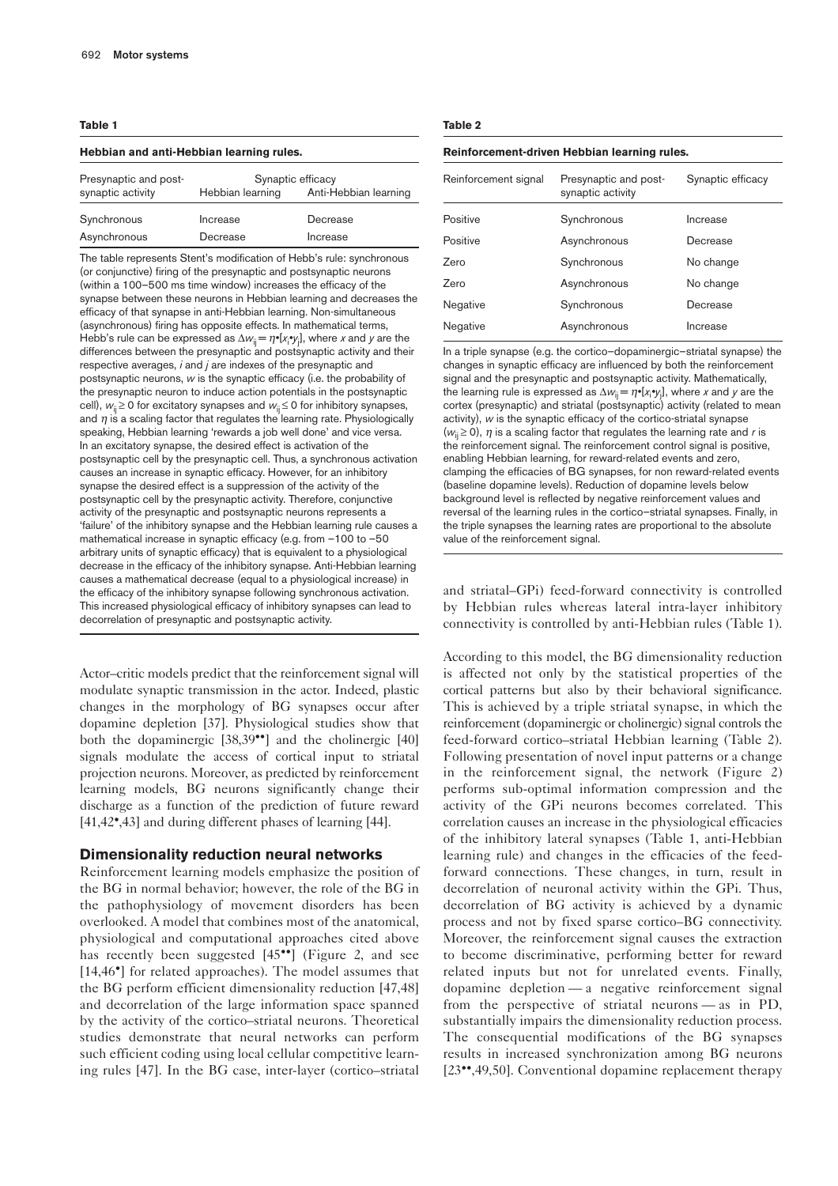**Table 1**

**Hebbian and anti-Hebbian learning rules.**

| Presynaptic and post-synaptic activity | Synaptic efficacy | |
|---|---|---|
| | Hebbian learning | Anti-Hebbian learning |
| Synchronous | Increase | Decrease |
| Asynchronous | Decrease | Increase |

The table represents Stent's modification of Hebb's rule: synchronous (or conjunctive) firing of the presynaptic and postsynaptic neurons (within a 100–500 ms time window) increases the efficacy of the synapse between these neurons in Hebbian learning and decreases the efficacy of that synapse in anti-Hebbian learning. Non-simultaneous (asynchronous) firing has opposite effects. In mathematical terms, Hebb's rule can be expressed as $\Delta w_{ij} = \eta \bullet [x_i \bullet y_j]$, where $x$ and $y$ are the differences between the presynaptic and postsynaptic activity and their respective averages, $i$ and $j$ are indexes of the presynaptic and postsynaptic neurons, $w$ is the synaptic efficacy (i.e. the probability of the presynaptic neuron to induce action potentials in the postsynaptic cell), $w_{ij} \geq 0$ for excitatory synapses and $w_{ij} \leq 0$ for inhibitory synapses, and $\eta$ is a scaling factor that regulates the learning rate. Physiologically speaking, Hebbian learning 'rewards a job well done' and vice versa. In an excitatory synapse, the desired effect is activation of the postsynaptic cell by the presynaptic cell. Thus, a synchronous activation causes an increase in synaptic efficacy. However, for an inhibitory synapse the desired effect is a suppression of the activity of the postsynaptic cell by the presynaptic activity. Therefore, conjunctive activity of the presynaptic and postsynaptic neurons represents a 'failure' of the inhibitory synapse and the Hebbian learning rule causes a mathematical increase in synaptic efficacy (e.g. from −100 to −50 arbitrary units of synaptic efficacy) that is equivalent to a physiological decrease in the efficacy of the inhibitory synapse. Anti-Hebbian learning causes a mathematical decrease (equal to a physiological increase) in the efficacy of the inhibitory synapse following synchronous activation. This increased physiological efficacy of inhibitory synapses can lead to decorrelation of presynaptic and postsynaptic activity.

Actor–critic models predict that the reinforcement signal will modulate synaptic transmission in the actor. Indeed, plastic changes in the morphology of BG synapses occur after dopamine depletion [37]. Physiological studies show that both the dopaminergic [38,39••] and the cholinergic [40] signals modulate the access of cortical input to striatal projection neurons. Moreover, as predicted by reinforcement learning models, BG neurons significantly change their discharge as a function of the prediction of future reward [41,42•,43] and during different phases of learning [44].

## Dimensionality reduction neural networks

Reinforcement learning models emphasize the position of the BG in normal behavior; however, the role of the BG in the pathophysiology of movement disorders has been overlooked. A model that combines most of the anatomical, physiological and computational approaches cited above has recently been suggested [45••] (Figure 2, and see [14,46•] for related approaches). The model assumes that the BG perform efficient dimensionality reduction [47,48] and decorrelation of the large information space spanned by the activity of the cortico–striatal neurons. Theoretical studies demonstrate that neural networks can perform such efficient coding using local cellular competitive learning rules [47]. In the BG case, inter-layer (cortico–striatal and striatal–GPi) feed-forward connectivity is controlled by Hebbian rules whereas lateral intra-layer inhibitory connectivity is controlled by anti-Hebbian rules (Table 1).

**Table 2**

**Reinforcement-driven Hebbian learning rules.**

| Reinforcement signal | Presynaptic and post-synaptic activity | Synaptic efficacy |
|---|---|---|
| Positive | Synchronous | Increase |
| Positive | Asynchronous | Decrease |
| Zero | Synchronous | No change |
| Zero | Asynchronous | No change |
| Negative | Synchronous | Decrease |
| Negative | Asynchronous | Increase |

In a triple synapse (e.g. the cortico–dopaminergic–striatal synapse) the changes in synaptic efficacy are influenced by both the reinforcement signal and the presynaptic and postsynaptic activity. Mathematically, the learning rule is expressed as $\Delta w_{ij} = \eta \bullet [x_i \bullet y_j]$, where $x$ and $y$ are the cortex (presynaptic) and striatal (postsynaptic) activity (related to mean activity), $w$ is the synaptic efficacy of the cortico-striatal synapse ($w_{ij} \geq 0$), $\eta$ is a scaling factor that regulates the learning rate and $r$ is the reinforcement signal. The reinforcement control signal is positive, enabling Hebbian learning, for reward-related events and zero, clamping the efficacies of BG synapses, for non reward-related events (baseline dopamine levels). Reduction of dopamine levels below background level is reflected by negative reinforcement values and reversal of the learning rules in the cortico–striatal synapses. Finally, in the triple synapses the learning rates are proportional to the absolute value of the reinforcement signal.

According to this model, the BG dimensionality reduction is affected not only by the statistical properties of the cortical patterns but also by their behavioral significance. This is achieved by a triple striatal synapse, in which the reinforcement (dopaminergic or cholinergic) signal controls the feed-forward cortico–striatal Hebbian learning (Table 2). Following presentation of novel input patterns or a change in the reinforcement signal, the network (Figure 2) performs sub-optimal information compression and the activity of the GPi neurons becomes correlated. This correlation causes an increase in the physiological efficacies of the inhibitory lateral synapses (Table 1, anti-Hebbian learning rule) and changes in the efficacies of the feed-forward connections. These changes, in turn, result in decorrelation of neuronal activity within the GPi. Thus, decorrelation of BG activity is achieved by a dynamic process and not by fixed sparse cortico–BG connectivity. Moreover, the reinforcement signal causes the extraction to become discriminative, performing better for reward related inputs but not for unrelated events. Finally, dopamine depletion — a negative reinforcement signal from the perspective of striatal neurons — as in PD, substantially impairs the dimensionality reduction process. The consequential modifications of the BG synapses results in increased synchronization among BG neurons [23••,49,50]. Conventional dopamine replacement therapy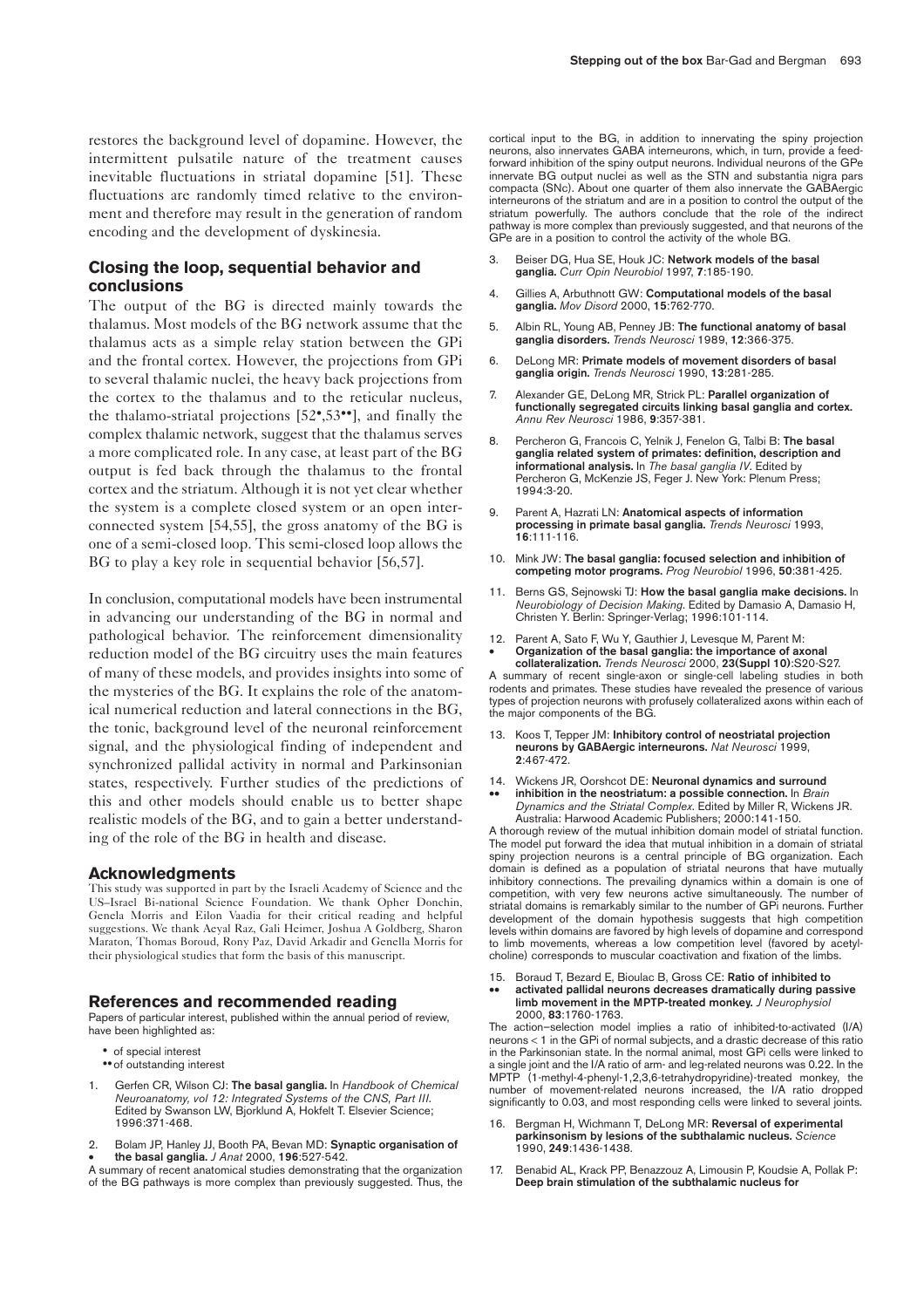restores the background level of dopamine. However, the intermittent pulsatile nature of the treatment causes inevitable fluctuations in striatal dopamine [51]. These fluctuations are randomly timed relative to the environment and therefore may result in the generation of random encoding and the development of dyskinesia.

## Closing the loop, sequential behavior and conclusions

The output of the BG is directed mainly towards the thalamus. Most models of the BG network assume that the thalamus acts as a simple relay station between the GPi and the frontal cortex. However, the projections from GPi to several thalamic nuclei, the heavy back projections from the cortex to the thalamus and to the reticular nucleus, the thalamo-striatal projections [52•,53••], and finally the complex thalamic network, suggest that the thalamus serves a more complicated role. In any case, at least part of the BG output is fed back through the thalamus to the frontal cortex and the striatum. Although it is not yet clear whether the system is a complete closed system or an open interconnected system [54,55], the gross anatomy of the BG is one of a semi-closed loop. This semi-closed loop allows the BG to play a key role in sequential behavior [56,57].

In conclusion, computational models have been instrumental in advancing our understanding of the BG in normal and pathological behavior. The reinforcement dimensionality reduction model of the BG circuitry uses the main features of many of these models, and provides insights into some of the mysteries of the BG. It explains the role of the anatomical numerical reduction and lateral connections in the BG, the tonic, background level of the neuronal reinforcement signal, and the physiological finding of independent and synchronized pallidal activity in normal and Parkinsonian states, respectively. Further studies of the predictions of this and other models should enable us to better shape realistic models of the BG, and to gain a better understanding of the role of the BG in health and disease.

## Acknowledgments

This study was supported in part by the Israeli Academy of Science and the US–Israel Bi-national Science Foundation. We thank Opher Donchin, Genela Morris and Eilon Vaadia for their critical reading and helpful suggestions. We thank Aeyal Raz, Gali Heimer, Joshua A Goldberg, Sharon Maraton, Thomas Boroud, Rony Paz, David Arkadir and Genella Morris for their physiological studies that form the basis of this manuscript.

## References and recommended reading

Papers of particular interest, published within the annual period of review, have been highlighted as:

- • of special interest
- •• of outstanding interest

1. Gerfen CR, Wilson CJ: **The basal ganglia.** In *Handbook of Chemical Neuroanatomy, vol 12: Integrated Systems of the CNS, Part III.* Edited by Swanson LW, Bjorklund A, Hokfelt T. Elsevier Science; 1996:371-468.

2. • Bolam JP, Hanley JJ, Booth PA, Bevan MD: **Synaptic organisation of the basal ganglia.** *J Anat* 2000, **196**:527-542.
A summary of recent anatomical studies demonstrating that the organization of the BG pathways is more complex than previously suggested. Thus, the cortical input to the BG, in addition to innervating the spiny projection neurons, also innervates GABA interneurons, which, in turn, provide a feed-forward inhibition of the spiny output neurons. Individual neurons of the GPe innervate BG output nuclei as well as the STN and substantia nigra pars compacta (SNc). About one quarter of them also innervate the GABAergic interneurons of the striatum and are in a position to control the output of the striatum powerfully. The authors conclude that the role of the indirect pathway is more complex than previously suggested, and that neurons of the GPe are in a position to control the activity of the whole BG.

3. Beiser DG, Hua SE, Houk JC: **Network models of the basal ganglia.** *Curr Opin Neurobiol* 1997, **7**:185-190.

4. Gillies A, Arbuthnott GW: **Computational models of the basal ganglia.** *Mov Disord* 2000, **15**:762-770.

5. Albin RL, Young AB, Penney JB: **The functional anatomy of basal ganglia disorders.** *Trends Neurosci* 1989, **12**:366-375.

6. DeLong MR: **Primate models of movement disorders of basal ganglia origin.** *Trends Neurosci* 1990, **13**:281-285.

7. Alexander GE, DeLong MR, Strick PL: **Parallel organization of functionally segregated circuits linking basal ganglia and cortex.** *Annu Rev Neurosci* 1986, **9**:357-381.

8. Percheron G, Francois C, Yelnik J, Fenelon G, Talbi B: **The basal ganglia related system of primates: definition, description and informational analysis.** In *The basal ganglia IV.* Edited by Percheron G, McKenzie JS, Feger J. New York: Plenum Press; 1994:3-20.

9. Parent A, Hazrati LN: **Anatomical aspects of information processing in primate basal ganglia.** *Trends Neurosci* 1993, **16**:111-116.

10. Mink JW: **The basal ganglia: focused selection and inhibition of competing motor programs.** *Prog Neurobiol* 1996, **50**:381-425.

11. Berns GS, Sejnowski TJ: **How the basal ganglia make decisions.** In *Neurobiology of Decision Making.* Edited by Damasio A, Damasio H, Christen Y. Berlin: Springer-Verlag; 1996:101-114.

12. • Parent A, Sato F, Wu Y, Gauthier J, Levesque M, Parent M: **Organization of the basal ganglia: the importance of axonal collateralization.** *Trends Neurosci* 2000, **23(Suppl 10)**:S20-S27.
A summary of recent single-axon or single-cell labeling studies in both rodents and primates. These studies have revealed the presence of various types of projection neurons with profusely collateralized axons within each of the major components of the BG.

13. Koos T, Tepper JM: **Inhibitory control of neostriatal projection neurons by GABAergic interneurons.** *Nat Neurosci* 1999, **2**:467-472.

14. •• Wickens JR, Oorshcot DE: **Neuronal dynamics and surround inhibition in the neostriatum: a possible connection.** In *Brain Dynamics and the Striatal Complex.* Edited by Miller R, Wickens JR. Australia: Harwood Academic Publishers; 2000:141-150.
A thorough review of the mutual inhibition domain model of striatal function. The model put forward the idea that mutual inhibition in a domain of striatal spiny projection neurons is a central principle of BG organization. Each domain is defined as a population of striatal neurons that have mutually inhibitory connections. The prevailing dynamics within a domain is one of competition, with very few neurons active simultaneously. The number of striatal domains is remarkably similar to the number of GPi neurons. Further development of the domain hypothesis suggests that high competition levels within domains are favored by high levels of dopamine and correspond to limb movements, whereas a low competition level (favored by acetylcholine) corresponds to muscular coactivation and fixation of the limbs.

15. •• Boraud T, Bezard E, Bioulac B, Gross CE: **Ratio of inhibited to activated pallidal neurons decreases dramatically during passive limb movement in the MPTP-treated monkey.** *J Neurophysiol* 2000, **83**:1760-1763.
The action–selection model implies a ratio of inhibited-to-activated (I/A) neurons < 1 in the GPi of normal subjects, and a drastic decrease of this ratio in the Parkinsonian state. In the normal animal, most GPi cells were linked to a single joint and the I/A ratio of arm- and leg-related neurons was 0.22. In the MPTP (1-methyl-4-phenyl-1,2,3,6-tetrahydropyridine)-treated monkey, the number of movement-related neurons increased, the I/A ratio dropped significantly to 0.03, and most responding cells were linked to several joints.

16. Bergman H, Wichmann T, DeLong MR: **Reversal of experimental parkinsonism by lesions of the subthalamic nucleus.** *Science* 1990, **249**:1436-1438.

17. Benabid AL, Krack PP, Benazzouz A, Limousin P, Koudsie A, Pollak P: **Deep brain stimulation of the subthalamic nucleus for**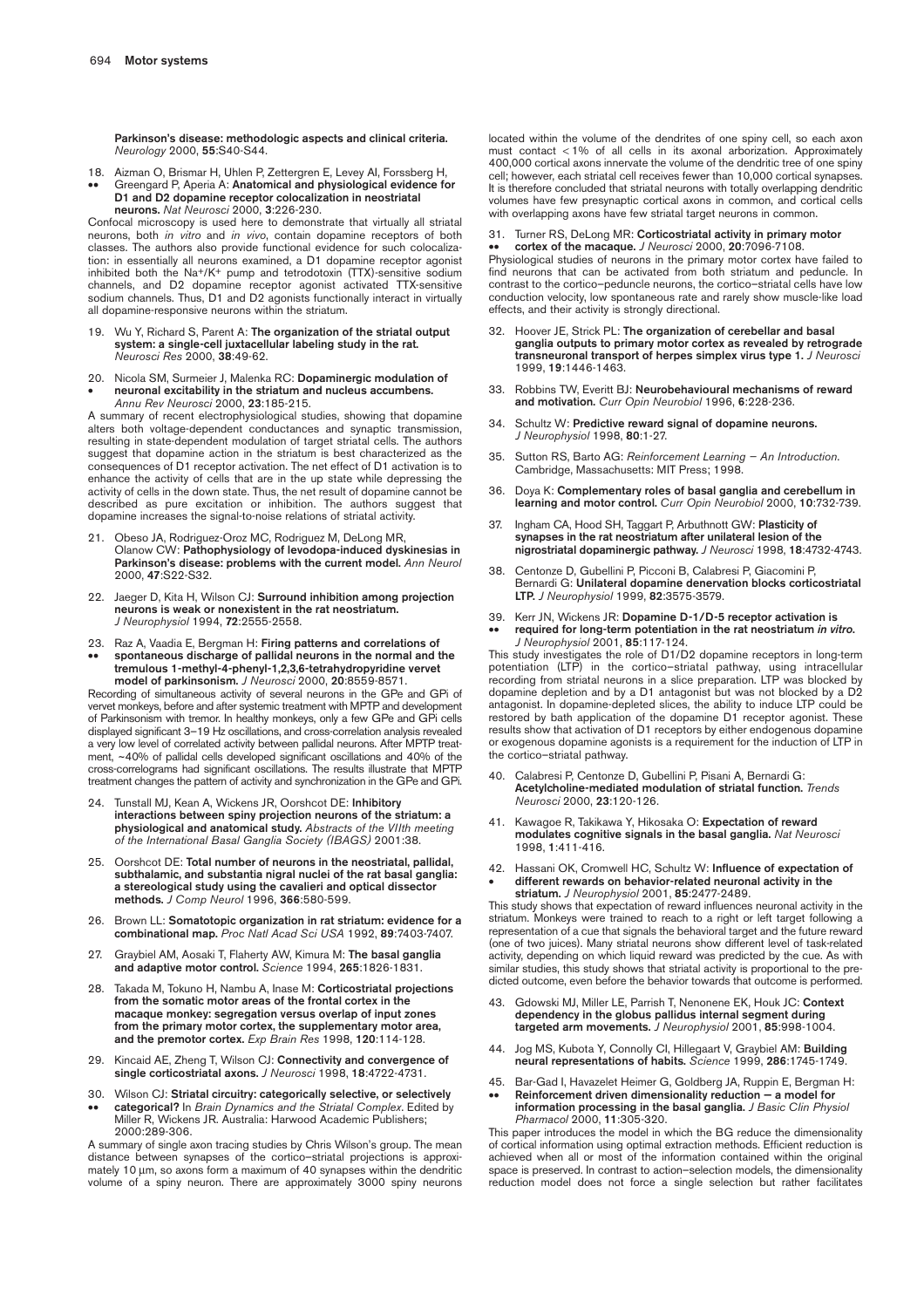**Parkinson's disease: methodologic aspects and clinical criteria.** *Neurology* 2000, **55**:S40-S44.

18. Aizman O, Brismar H, Uhlen P, Zettergren E, Levey AI, Forssberg H,
•• Greengard P, Aperia A: **Anatomical and physiological evidence for D1 and D2 dopamine receptor colocalization in neostriatal neurons.** *Nat Neurosci* 2000, **3**:226-230.

Confocal microscopy is used here to demonstrate that virtually all striatal neurons, both *in vitro* and *in vivo*, contain dopamine receptors of both classes. The authors also provide functional evidence for such colocalization: in essentially all neurons examined, a D1 dopamine receptor agonist inhibited both the $Na^+/K^+$ pump and tetrodotoxin (TTX)-sensitive sodium channels, and D2 dopamine receptor agonist activated TTX-sensitive sodium channels. Thus, D1 and D2 agonists functionally interact in virtually all dopamine-responsive neurons within the striatum.

19. Wu Y, Richard S, Parent A: **The organization of the striatal output system: a single-cell juxtacellular labeling study in the rat.** *Neurosci Res* 2000, **38**:49-62.

20. Nicola SM, Surmeier J, Malenka RC: **Dopaminergic modulation of**
• **neuronal excitability in the striatum and nucleus accumbens.** *Annu Rev Neurosci* 2000, **23**:185-215.

A summary of recent electrophysiological studies, showing that dopamine alters both voltage-dependent conductances and synaptic transmission, resulting in state-dependent modulation of target striatal cells. The authors suggest that dopamine action in the striatum is best characterized as the consequences of D1 receptor activation. The net effect of D1 activation is to enhance the activity of cells that are in the up state while depressing the activity of cells in the down state. Thus, the net result of dopamine cannot be described as pure excitation or inhibition. The authors suggest that dopamine increases the signal-to-noise relations of striatal activity.

21. Obeso JA, Rodriguez-Oroz MC, Rodriguez M, DeLong MR, Olanow CW: **Pathophysiology of levodopa-induced dyskinesias in Parkinson's disease: problems with the current model.** *Ann Neurol* 2000, **47**:S22-S32.

22. Jaeger D, Kita H, Wilson CJ: **Surround inhibition among projection neurons is weak or nonexistent in the rat neostriatum.** *J Neurophysiol* 1994, **72**:2555-2558.

23. Raz A, Vaadia E, Bergman H: **Firing patterns and correlations of**
•• **spontaneous discharge of pallidal neurons in the normal and the tremulous 1-methyl-4-phenyl-1,2,3,6-tetrahydropyridine vervet model of parkinsonism.** *J Neurosci* 2000, **20**:8559-8571.

Recording of simultaneous activity of several neurons in the GPe and GPi of vervet monkeys, before and after systemic treatment with MPTP and development of Parkinsonism with tremor. In healthy monkeys, only a few GPe and GPi cells displayed significant 3–19 Hz oscillations, and cross-correlation analysis revealed a very low level of correlated activity between pallidal neurons. After MPTP treatment, ~40% of pallidal cells developed significant oscillations and 40% of the cross-correlograms had significant oscillations. The results illustrate that MPTP treatment changes the pattern of activity and synchronization in the GPe and GPi.

24. Tunstall MJ, Kean A, Wickens JR, Oorshcot DE: **Inhibitory interactions between spiny projection neurons of the striatum: a physiological and anatomical study.** *Abstracts of the VIIth meeting of the International Basal Ganglia Society (IBAGS)* 2001:38.

25. Oorshcot DE: **Total number of neurons in the neostriatal, pallidal, subthalamic, and substantia nigral nuclei of the rat basal ganglia: a stereological study using the cavalieri and optical dissector methods.** *J Comp Neurol* 1996, **366**:580-599.

26. Brown LL: **Somatotopic organization in rat striatum: evidence for a combinational map.** *Proc Natl Acad Sci USA* 1992, **89**:7403-7407.

27. Graybiel AM, Aosaki T, Flaherty AW, Kimura M: **The basal ganglia and adaptive motor control.** *Science* 1994, **265**:1826-1831.

28. Takada M, Tokuno H, Nambu A, Inase M: **Corticostriatal projections from the somatic motor areas of the frontal cortex in the macaque monkey: segregation versus overlap of input zones from the primary motor cortex, the supplementary motor area, and the premotor cortex.** *Exp Brain Res* 1998, **120**:114-128.

29. Kincaid AE, Zheng T, Wilson CJ: **Connectivity and convergence of single corticostriatal axons.** *J Neurosci* 1998, **18**:4722-4731.

30. Wilson CJ: **Striatal circuitry: categorically selective, or selectively**
•• **categorical?** In *Brain Dynamics and the Striatal Complex*. Edited by Miller R, Wickens JR. Australia: Harwood Academic Publishers; 2000:289-306.

A summary of single axon tracing studies by Chris Wilson's group. The mean distance between synapses of the cortico–striatal projections is approximately 10 μm, so axons form a maximum of 40 synapses within the dendritic volume of a spiny neuron. There are approximately 3000 spiny neurons located within the volume of the dendrites of one spiny cell, so each axon must contact <1% of all cells in its axonal arborization. Approximately 400,000 cortical axons innervate the volume of the dendritic tree of one spiny cell; however, each striatal cell receives fewer than 10,000 cortical synapses. It is therefore concluded that striatal neurons with totally overlapping dendritic volumes have few presynaptic cortical axons in common, and cortical cells with overlapping axons have few striatal target neurons in common.

31. Turner RS, DeLong MR: **Corticostriatal activity in primary motor**
•• **cortex of the macaque.** *J Neurosci* 2000, **20**:7096-7108.

Physiological studies of neurons in the primary motor cortex have failed to find neurons that can be activated from both striatum and peduncle. In contrast to the cortico–peduncle neurons, the cortico–striatal cells have low conduction velocity, low spontaneous rate and rarely show muscle-like load effects, and their activity is strongly directional.

32. Hoover JE, Strick PL: **The organization of cerebellar and basal ganglia outputs to primary motor cortex as revealed by retrograde transneuronal transport of herpes simplex virus type 1.** *J Neurosci* 1999, **19**:1446-1463.

33. Robbins TW, Everitt BJ: **Neurobehavioural mechanisms of reward and motivation.** *Curr Opin Neurobiol* 1996, **6**:228-236.

34. Schultz W: **Predictive reward signal of dopamine neurons.** *J Neurophysiol* 1998, **80**:1-27.

35. Sutton RS, Barto AG: *Reinforcement Learning – An Introduction*. Cambridge, Massachusetts: MIT Press; 1998.

36. Doya K: **Complementary roles of basal ganglia and cerebellum in learning and motor control.** *Curr Opin Neurobiol* 2000, **10**:732-739.

37. Ingham CA, Hood SH, Taggart P, Arbuthnott GW: **Plasticity of synapses in the rat neostriatum after unilateral lesion of the nigrostriatal dopaminergic pathway.** *J Neurosci* 1998, **18**:4732-4743.

38. Centonze D, Gubellini P, Picconi B, Calabresi P, Giacomini P, Bernardi G: **Unilateral dopamine denervation blocks corticostriatal LTP.** *J Neurophysiol* 1999, **82**:3575-3579.

39. Kerr JN, Wickens JR: **Dopamine D-1/D-5 receptor activation is**
•• **required for long-term potentiation in the rat neostriatum *in vitro*.** *J Neurophysiol* 2001, **85**:117-124.

This study investigates the role of D1/D2 dopamine receptors in long-term potentiation (LTP) in the cortico–striatal pathway, using intracellular recording from striatal neurons in a slice preparation. LTP was blocked by dopamine depletion and by a D1 antagonist but was not blocked by a D2 antagonist. In dopamine-depleted slices, the ability to induce LTP could be restored by bath application of the dopamine D1 receptor agonist. These results show that activation of D1 receptors by either endogenous dopamine or exogenous dopamine agonists is a requirement for the induction of LTP in the cortico–striatal pathway.

40. Calabresi P, Centonze D, Gubellini P, Pisani A, Bernardi G: **Acetylcholine-mediated modulation of striatal function.** *Trends Neurosci* 2000, **23**:120-126.

41. Kawagoe R, Takikawa Y, Hikosaka O: **Expectation of reward modulates cognitive signals in the basal ganglia.** *Nat Neurosci* 1998, **1**:411-416.

42. Hassani OK, Cromwell HC, Schultz W: **Influence of expectation of**
• **different rewards on behavior-related neuronal activity in the striatum.** *J Neurophysiol* 2001, **85**:2477-2489.

This study shows that expectation of reward influences neuronal activity in the striatum. Monkeys were trained to reach to a right or left target following a representation of a cue that signals the behavioral target and the future reward (one of two juices). Many striatal neurons show different level of task-related activity, depending on which liquid reward was predicted by the cue. As with similar studies, this study shows that striatal activity is proportional to the predicted outcome, even before the behavior towards that outcome is performed.

43. Gdowski MJ, Miller LE, Parrish T, Nenonene EK, Houk JC: **Context dependency in the globus pallidus internal segment during targeted arm movements.** *J Neurophysiol* 2001, **85**:998-1004.

44. Jog MS, Kubota Y, Connolly CI, Hillegaart V, Graybiel AM: **Building neural representations of habits.** *Science* 1999, **286**:1745-1749.

45. Bar-Gad I, Havazelet Heimer G, Goldberg JA, Ruppin E, Bergman H:
•• **Reinforcement driven dimensionality reduction — a model for information processing in the basal ganglia.** *J Basic Clin Physiol Pharmacol* 2000, **11**:305-320.

This paper introduces the model in which the BG reduce the dimensionality of cortical information using optimal extraction methods. Efficient reduction is achieved when all or most of the information contained within the original space is preserved. In contrast to action–selection models, the dimensionality reduction model does not force a single selection but rather facilitates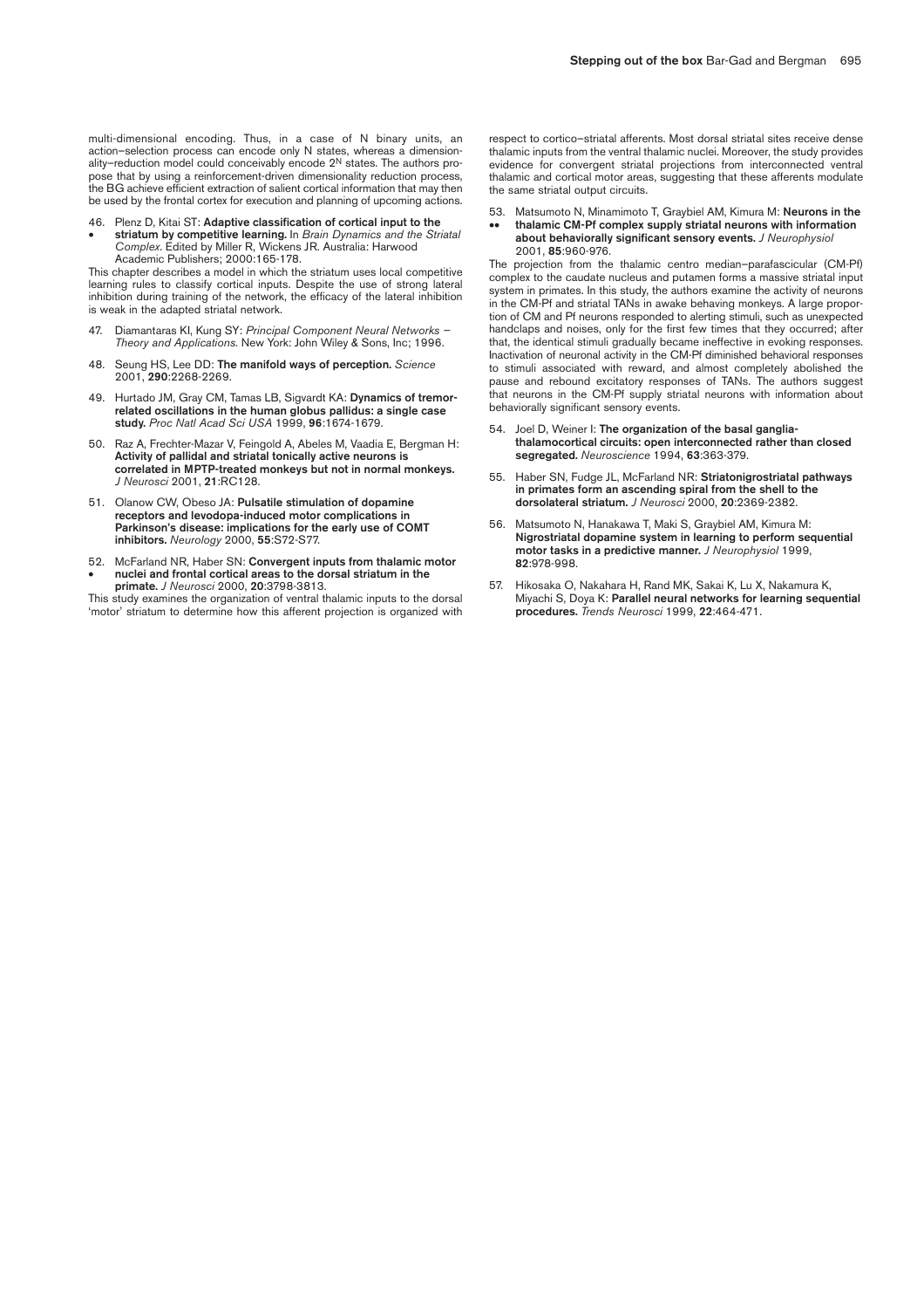multi-dimensional encoding. Thus, in a case of N binary units, an action–selection process can encode only N states, whereas a dimensionality–reduction model could conceivably encode $2^N$ states. The authors propose that by using a reinforcement-driven dimensionality reduction process, the BG achieve efficient extraction of salient cortical information that may then be used by the frontal cortex for execution and planning of upcoming actions.

46. Plenz D, Kitai ST: **Adaptive classification of cortical input to the striatum by competitive learning.** In *Brain Dynamics and the Striatal Complex*. Edited by Miller R, Wickens JR. Australia: Harwood Academic Publishers; 2000:165-178.
 •

This chapter describes a model in which the striatum uses local competitive learning rules to classify cortical inputs. Despite the use of strong lateral inhibition during training of the network, the efficacy of the lateral inhibition is weak in the adapted striatal network.

47. Diamantaras KI, Kung SY: *Principal Component Neural Networks – Theory and Applications*. New York: John Wiley & Sons, Inc; 1996.

48. Seung HS, Lee DD: **The manifold ways of perception.** *Science* 2001, **290**:2268-2269.

49. Hurtado JM, Gray CM, Tamas LB, Sigvardt KA: **Dynamics of tremor-related oscillations in the human globus pallidus: a single case study.** *Proc Natl Acad Sci USA* 1999, **96**:1674-1679.

50. Raz A, Frechter-Mazar V, Feingold A, Abeles M, Vaadia E, Bergman H: **Activity of pallidal and striatal tonically active neurons is correlated in MPTP-treated monkeys but not in normal monkeys.** *J Neurosci* 2001, **21**:RC128.

51. Olanow CW, Obeso JA: **Pulsatile stimulation of dopamine receptors and levodopa-induced motor complications in Parkinson's disease: implications for the early use of COMT inhibitors.** *Neurology* 2000, **55**:S72-S77.

52. McFarland NR, Haber SN: **Convergent inputs from thalamic motor nuclei and frontal cortical areas to the dorsal striatum in the primate.** *J Neurosci* 2000, **20**:3798-3813.
 •

This study examines the organization of ventral thalamic inputs to the dorsal 'motor' striatum to determine how this afferent projection is organized with respect to cortico–striatal afferents. Most dorsal striatal sites receive dense thalamic inputs from the ventral thalamic nuclei. Moreover, the study provides evidence for convergent striatal projections from interconnected ventral thalamic and cortical motor areas, suggesting that these afferents modulate the same striatal output circuits.

53. Matsumoto N, Minamimoto T, Graybiel AM, Kimura M: **Neurons in the thalamic CM-Pf complex supply striatal neurons with information about behaviorally significant sensory events.** *J Neurophysiol* 2001, **85**:960-976.
 ••

The projection from the thalamic centro median–parafascicular (CM-Pf) complex to the caudate nucleus and putamen forms a massive striatal input system in primates. In this study, the authors examine the activity of neurons in the CM-Pf and striatal TANs in awake behaving monkeys. A large proportion of CM and Pf neurons responded to alerting stimuli, such as unexpected handclaps and noises, only for the first few times that they occurred; after that, the identical stimuli gradually became ineffective in evoking responses. Inactivation of neuronal activity in the CM-Pf diminished behavioral responses to stimuli associated with reward, and almost completely abolished the pause and rebound excitatory responses of TANs. The authors suggest that neurons in the CM-Pf supply striatal neurons with information about behaviorally significant sensory events.

54. Joel D, Weiner I: **The organization of the basal ganglia-thalamocortical circuits: open interconnected rather than closed segregated.** *Neuroscience* 1994, **63**:363-379.

55. Haber SN, Fudge JL, McFarland NR: **Striatonigrostriatal pathways in primates form an ascending spiral from the shell to the dorsolateral striatum.** *J Neurosci* 2000, **20**:2369-2382.

56. Matsumoto N, Hanakawa T, Maki S, Graybiel AM, Kimura M: **Nigrostriatal dopamine system in learning to perform sequential motor tasks in a predictive manner.** *J Neurophysiol* 1999, **82**:978-998.

57. Hikosaka O, Nakahara H, Rand MK, Sakai K, Lu X, Nakamura K, Miyachi S, Doya K: **Parallel neural networks for learning sequential procedures.** *Trends Neurosci* 1999, **22**:464-471.